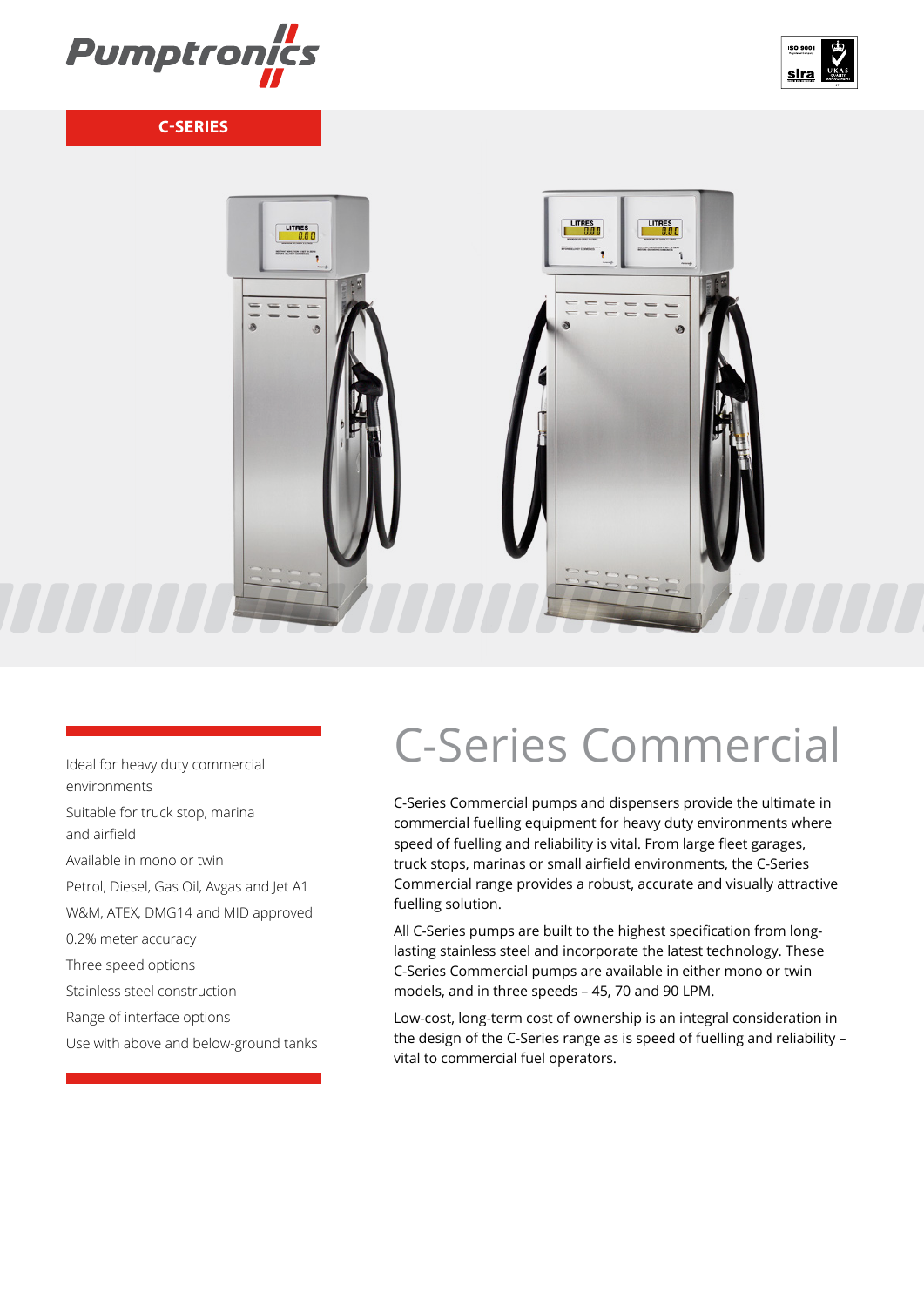C-SERIES

# C-Series Commercial

- Ideal for heavy duty commercial environments
- Suitable for truck stop, marina and airfield
- Available in mono or twin
- Petrol, Diesel, Gas Oil, Avgas and Jet A1
- W&M, ATEX, DMG14 and MID approved
- 0.2% meter accuracy
- Three speed options
- Stainless steel construction
- Range of interface options
- Use with above and below-ground tanks

C-Series Commercial pumps and dispensers provide the ultimate in commercial fuelling equipment for heavy duty environments where speed of fuelling and reliability is vital. From large fleet garages, truck stops, marinas or small airfield environments, the C-Series Commercial range provides a robust, accurate and visually attractive fuelling solution.

All C-Series pumps are built to the highest specification from long-lasting stainless steel and incorporate the latest technology. These C-Series Commercial pumps are available in either mono or twin models, and in three speeds – 45, 70 and 90 LPM.

Low-cost, long-term cost of ownership is an integral consideration in the design of the C-Series range as is speed of fuelling and reliability – vital to commercial fuel operators.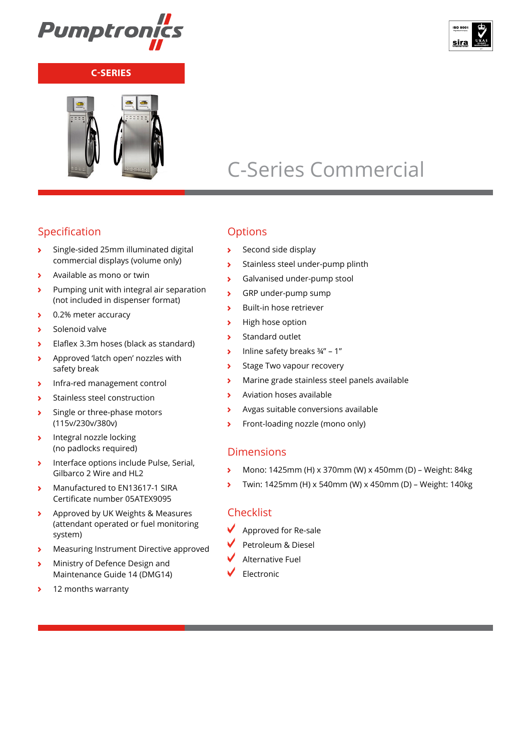Pumptronics

C-SERIES

# C-Series Commercial

## Specification

- Single-sided 25mm illuminated digital commercial displays (volume only)
- Available as mono or twin
- Pumping unit with integral air separation (not included in dispenser format)
- 0.2% meter accuracy
- Solenoid valve
- Elaflex 3.3m hoses (black as standard)
- Approved 'latch open' nozzles with safety break
- Infra-red management control
- Stainless steel construction
- Single or three-phase motors (115v/230v/380v)
- Integral nozzle locking (no padlocks required)
- Interface options include Pulse, Serial, Gilbarco 2 Wire and HL2
- Manufactured to EN13617-1 SIRA Certificate number 05ATEX9095
- Approved by UK Weights & Measures (attendant operated or fuel monitoring system)
- Measuring Instrument Directive approved
- Ministry of Defence Design and Maintenance Guide 14 (DMG14)
- 12 months warranty

## Options

- Second side display
- Stainless steel under-pump plinth
- Galvanised under-pump stool
- GRP under-pump sump
- Built-in hose retriever
- High hose option
- Standard outlet
- Inline safety breaks ¾" – 1"
- Stage Two vapour recovery
- Marine grade stainless steel panels available
- Aviation hoses available
- Avgas suitable conversions available
- Front-loading nozzle (mono only)

## Dimensions

- Mono: 1425mm (H) x 370mm (W) x 450mm (D) – Weight: 84kg
- Twin: 1425mm (H) x 540mm (W) x 450mm (D) – Weight: 140kg

## Checklist

- ✓ Approved for Re-sale
- ✓ Petroleum & Diesel
- ✓ Alternative Fuel
- ✓ Electronic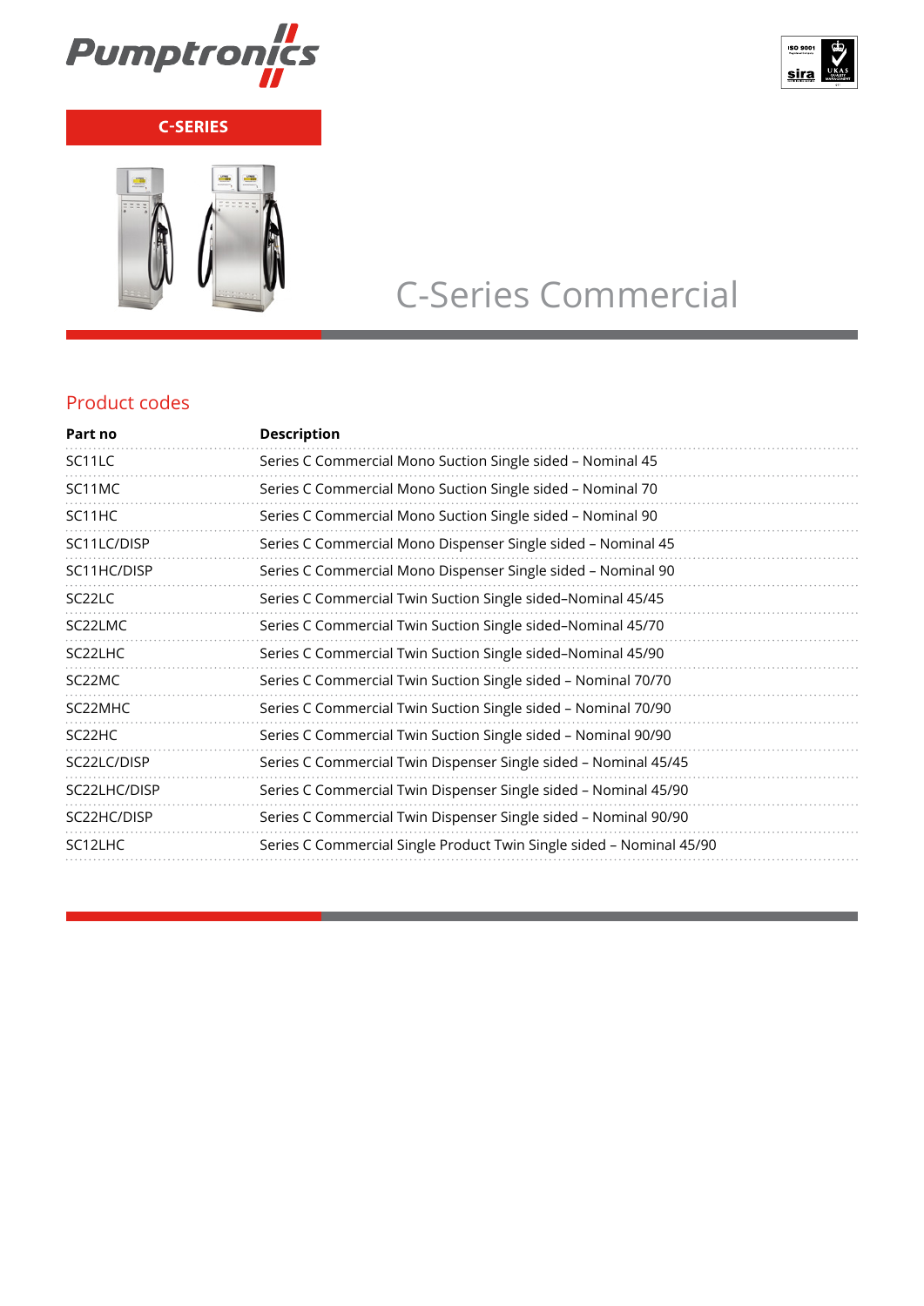Pumptronics

C-SERIES

# C-Series Commercial

## Product codes

| Part no | Description |
|---|---|
| SC11LC | Series C Commercial Mono Suction Single sided – Nominal 45 |
| SC11MC | Series C Commercial Mono Suction Single sided – Nominal 70 |
| SC11HC | Series C Commercial Mono Suction Single sided – Nominal 90 |
| SC11LC/DISP | Series C Commercial Mono Dispenser Single sided – Nominal 45 |
| SC11HC/DISP | Series C Commercial Mono Dispenser Single sided – Nominal 90 |
| SC22LC | Series C Commercial Twin Suction Single sided–Nominal 45/45 |
| SC22LMC | Series C Commercial Twin Suction Single sided–Nominal 45/70 |
| SC22LHC | Series C Commercial Twin Suction Single sided–Nominal 45/90 |
| SC22MC | Series C Commercial Twin Suction Single sided – Nominal 70/70 |
| SC22MHC | Series C Commercial Twin Suction Single sided – Nominal 70/90 |
| SC22HC | Series C Commercial Twin Suction Single sided – Nominal 90/90 |
| SC22LC/DISP | Series C Commercial Twin Dispenser Single sided – Nominal 45/45 |
| SC22LHC/DISP | Series C Commercial Twin Dispenser Single sided – Nominal 45/90 |
| SC22HC/DISP | Series C Commercial Twin Dispenser Single sided – Nominal 90/90 |
| SC12LHC | Series C Commercial Single Product Twin Single sided – Nominal 45/90 |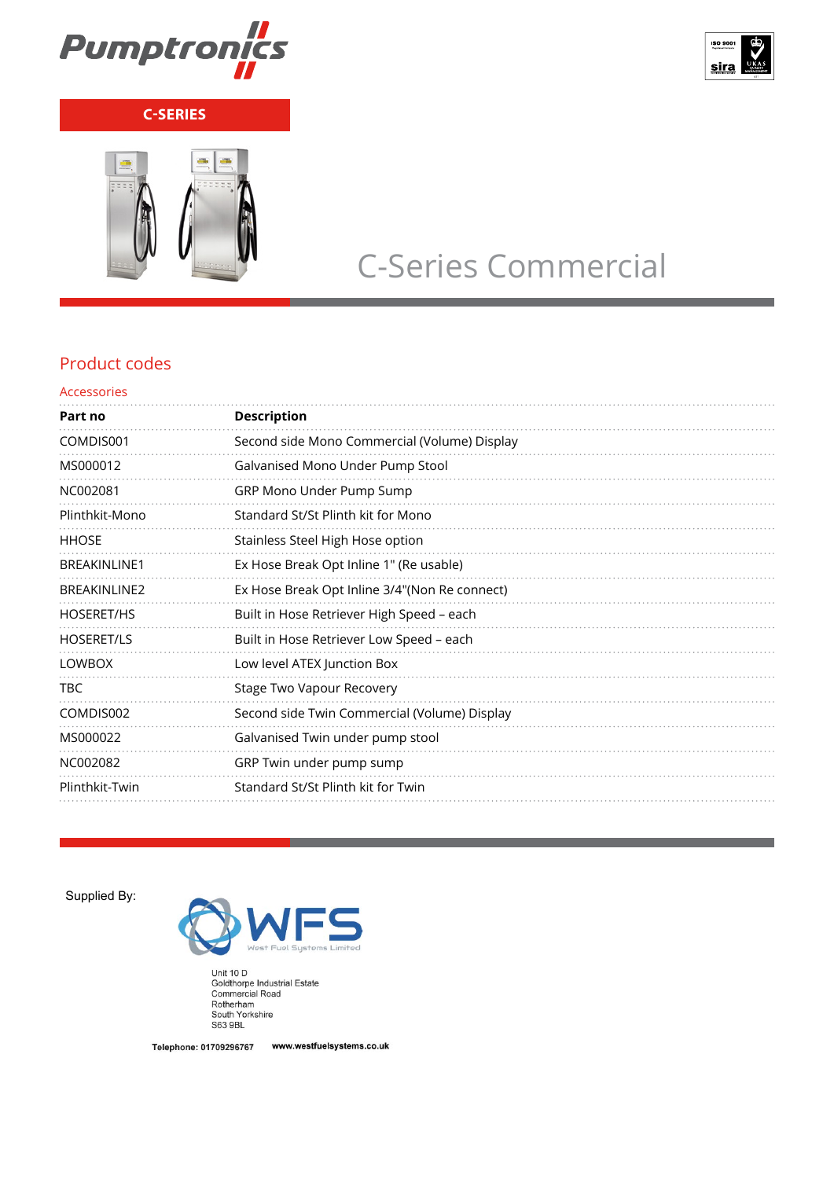Pumptronics

## C-SERIES

# C-Series Commercial

## Product codes

### Accessories

| Part no | Description |
|---|---|
| COMDIS001 | Second side Mono Commercial (Volume) Display |
| MS000012 | Galvanised Mono Under Pump Stool |
| NC002081 | GRP Mono Under Pump Sump |
| Plinthkit-Mono | Standard St/St Plinth kit for Mono |
| HHOSE | Stainless Steel High Hose option |
| BREAKINLINE1 | Ex Hose Break Opt Inline 1" (Re usable) |
| BREAKINLINE2 | Ex Hose Break Opt Inline 3/4"(Non Re connect) |
| HOSERET/HS | Built in Hose Retriever High Speed – each |
| HOSERET/LS | Built in Hose Retriever Low Speed – each |
| LOWBOX | Low level ATEX Junction Box |
| TBC | Stage Two Vapour Recovery |
| COMDIS002 | Second side Twin Commercial (Volume) Display |
| MS000022 | Galvanised Twin under pump stool |
| NC002082 | GRP Twin under pump sump |
| Plinthkit-Twin | Standard St/St Plinth kit for Twin |

Supplied By:

WFS
West Fuel Systems Limited

Unit 10 D
Goldthorpe Industrial Estate
Commercial Road
Rotherham
South Yorkshire
S63 9BL

Telephone: 01709296767 www.westfuelsystems.co.uk